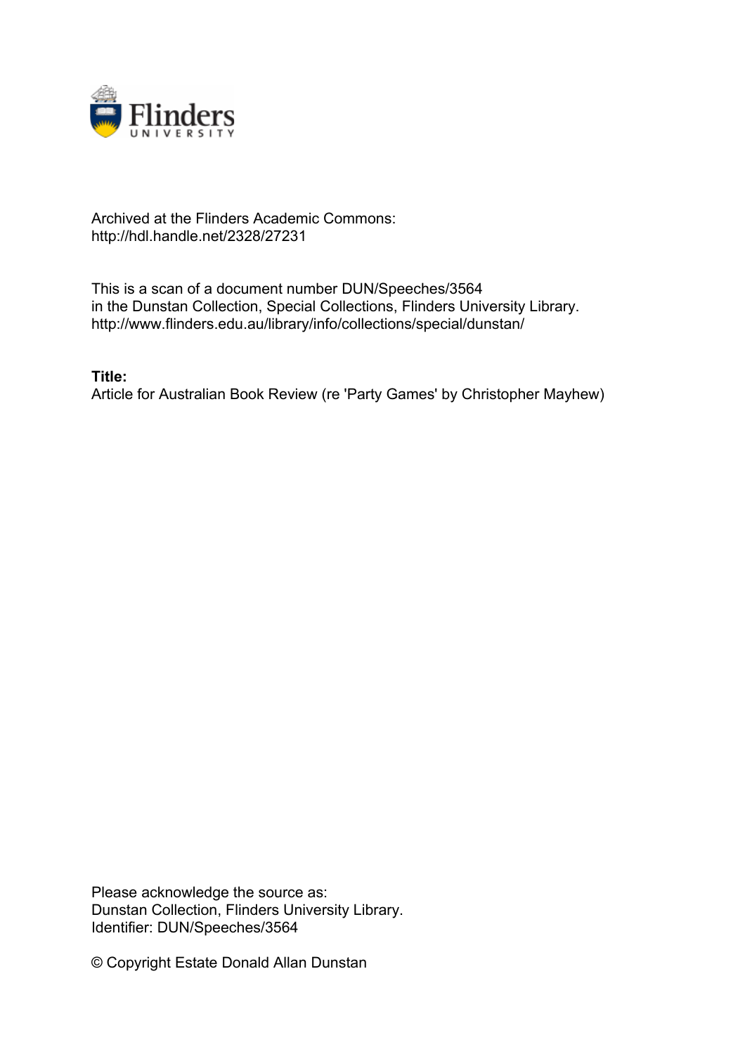Archived at the Flinders Academic Commons:
http://hdl.handle.net/2328/27231

This is a scan of a document number DUN/Speeches/3564
in the Dunstan Collection, Special Collections, Flinders University Library.
http://www.flinders.edu.au/library/info/collections/special/dunstan/

**Title:**
Article for Australian Book Review (re 'Party Games' by Christopher Mayhew)

Please acknowledge the source as:
Dunstan Collection, Flinders University Library.
Identifier: DUN/Speeches/3564

© Copyright Estate Donald Allan Dunstan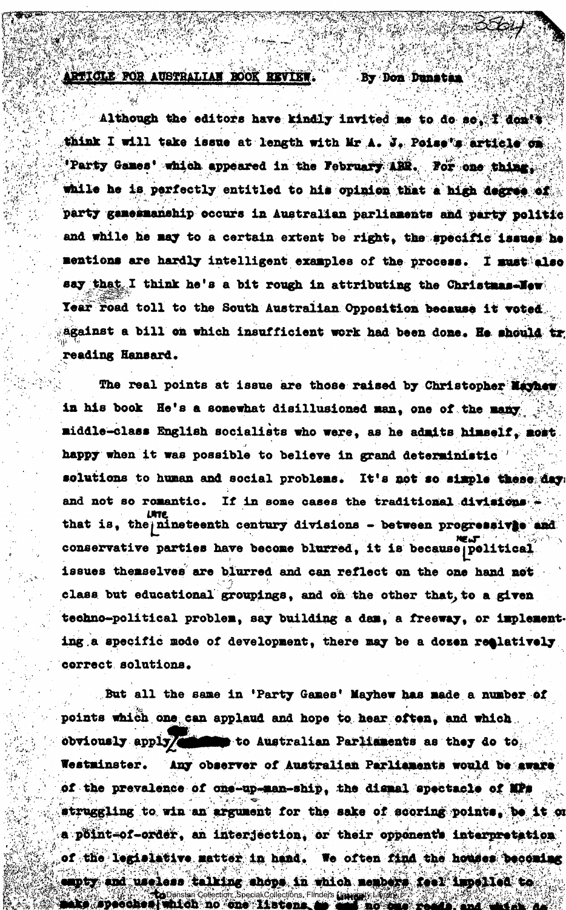ARTICLE FOR AUSTRALIAN BOOK REVIEW. By Don Dunstan

Although the editors have kindly invited me to do so, I don't think I will take issue at length with Mr A. J. Poise's article on 'Party Games' which appeared in the February ABR. For one thing, while he is perfectly entitled to his opinion that a high degree of party gamesmanship occurs in Australian parliaments and party politic and while he may to a certain extent be right, the specific issues he mentions are hardly intelligent examples of the process. I must also say that I think he's a bit rough in attributing the Christmas-New Year road toll to the South Australian Opposition because it voted against a bill on which insufficient work had been done. He should tr reading Hansard.

The real points at issue are those raised by Christopher Mayhew in his book He's a somewhat disillusioned man, one of the many middle-class English socialists who were, as he admits himself, most happy when it was possible to believe in grand deterministic solutions to human and social problems. It's not so simple these day and not so romantic. If in some cases the traditional divisions - that is, the late nineteenth century divisions - between progressive and conservative parties have become blurred, it is because new political issues themselves are blurred and can reflect on the one hand not class but educational groupings, and on the other that, to a given techno-political problem, say building a dam, a freeway, or implementing a specific mode of development, there may be a dozen relatively correct solutions.

But all the same in 'Party Games' Mayhew has made a number of points which one can applaud and hope to hear often, and which obviously apply to Australian Parliaments as they do to Westminster. Any observer of Australian Parliaments would be aware of the prevalence of one-up-man-ship, the dismal spectacle of MPs struggling to win an argument for the sake of scoring points, be it on a point-of-order, an interjection, or their opponent's interpretation of the legislative matter in hand. We often find the houses becoming empty and useless talking shops in which members feel impelled to make speeches which no one listens to and no one reads, and which do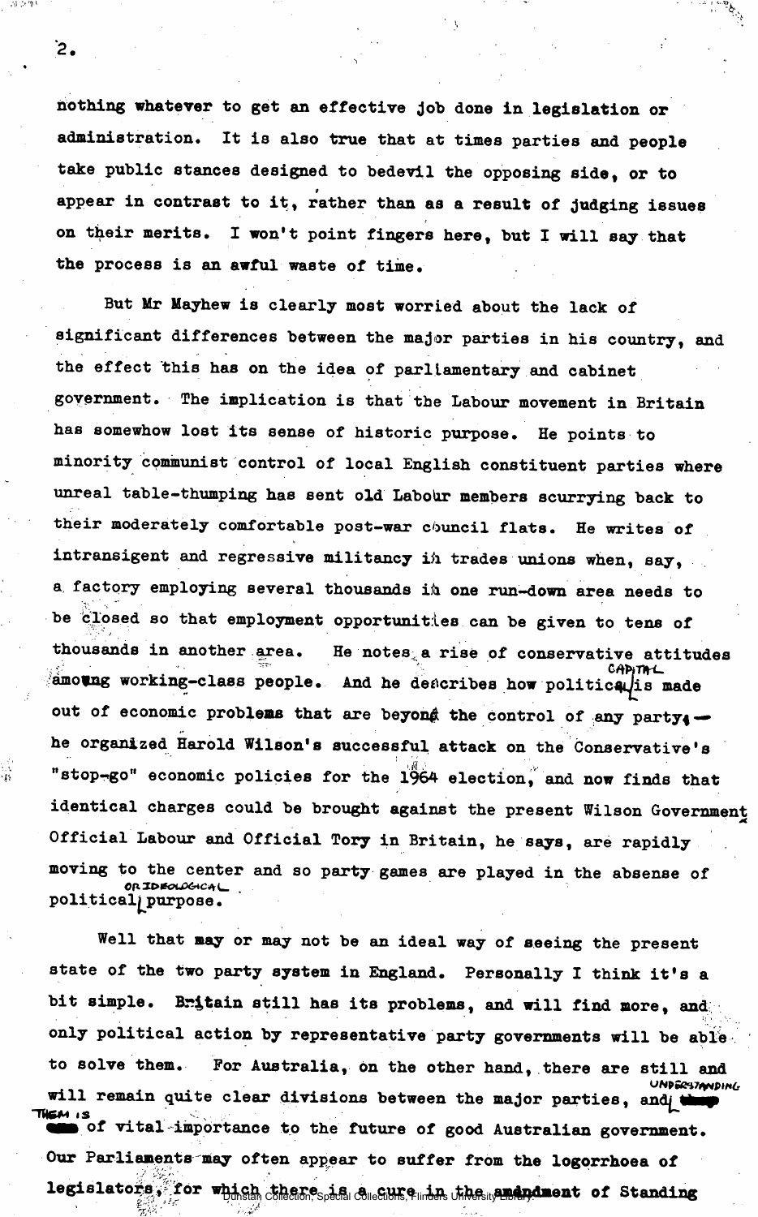nothing whatever to get an effective job done in legislation or administration. It is also true that at times parties and people take public stances designed to bedevil the opposing side, or to appear in contrast to it, rather than as a result of judging issues on their merits. I won't point fingers here, but I will say that the process is an awful waste of time.

But Mr Mayhew is clearly most worried about the lack of significant differences between the major parties in his country, and the effect this has on the idea of parliamentary and cabinet government. The implication is that the Labour movement in Britain has somewhow lost its sense of historic purpose. He points to minority communist control of local English constituent parties where unreal table-thumping has sent old Labour members scurrying back to their moderately comfortable post-war council flats. He writes of intransigent and regressive militancy in trades unions when, say, a factory employing several thousands in one run-down area needs to be closed so that employment opportunities can be given to tens of thousands in another area. He notes a rise of conservative attitudes among working-class people. And he describes how political capital is made out of economic problems that are beyond the control of any party — he organized Harold Wilson's successful attack on the Conservative's "stop-go" economic policies for the 1964 election, and now finds that identical charges could be brought against the present Wilson Government. Official Labour and Official Tory in Britain, he says, are rapidly moving to the center and so party games are played in the absense of political or ideological purpose.

Well that may or may not be an ideal way of seeing the present state of the two party system in England. Personally I think it's a bit simple. Britain still has its problems, and will find more, and only political action by representative party governments will be able to solve them. For Australia, on the other hand, there are still and will remain quite clear divisions between the major parties, and understanding them is of vital importance to the future of good Australian government. Our Parliaments may often appear to suffer from the logorrhoea of legislators, for which there is a cure in the amendment of Standing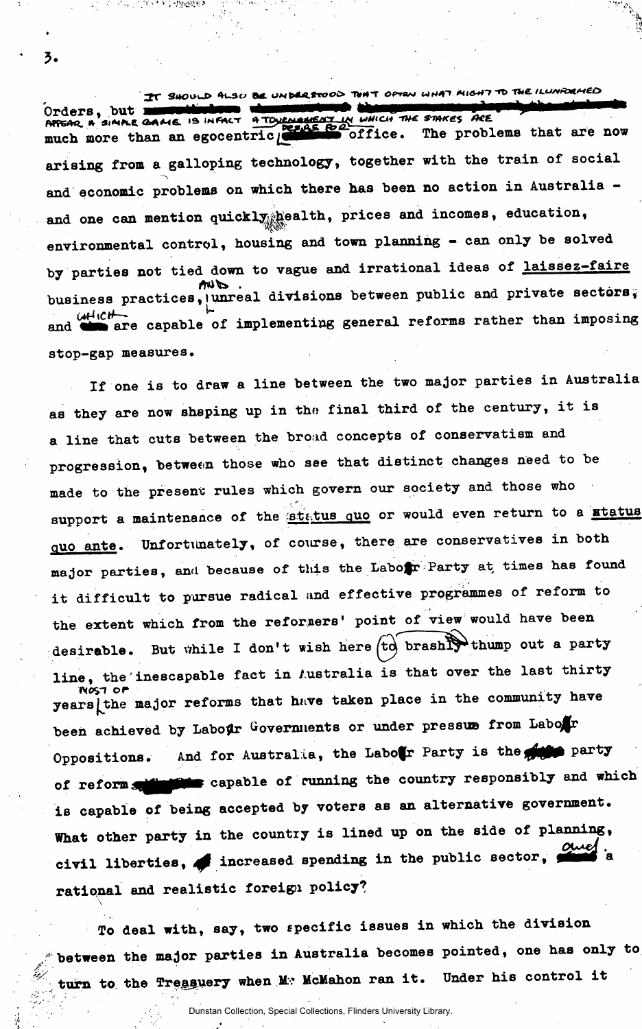Orders, but it should also be understood that often what might to the ill-informed appear a simple game is in fact a tournament in which the stakes are much more than an egocentric desire for office. The problems that are now arising from a galloping technology, together with the train of social and economic problems on which there has been no action in Australia - and one can mention quickly health, prices and incomes, education, environmental control, housing and town planning - can only be solved by parties not tied down to vague and irrational ideas of laissez-faire business practices, and unreal divisions between public and private sectors, and which are capable of implementing general reforms rather than imposing stop-gap measures.

If one is to draw a line between the two major parties in Australia as they are now shaping up in the final third of the century, it is a line that cuts between the broad concepts of conservatism and progression, between those who see that distinct changes need to be made to the present rules which govern our society and those who support a maintenance of the status quo or would even return to a status quo ante. Unfortunately, of course, there are conservatives in both major parties, and because of this the Labor Party at times has found it difficult to pursue radical and effective programmes of reform to the extent which from the reformers' point of view would have been desirable. But while I don't wish here to brashly thump out a party line, the inescapable fact in Australia is that over the last thirty years most of the major reforms that have taken place in the community have been achieved by Labor Governments or under pressure from Labor Oppositions. And for Australia, the Labor Party is the party of reform capable of running the country responsibly and which is capable of being accepted by voters as an alternative government. What other party in the country is lined up on the side of planning, civil liberties, increased spending in the public sector, and a rational and realistic foreign policy?

To deal with, say, two specific issues in which the division between the major parties in Australia becomes pointed, one has only to turn to the Treasury when Mr McMahon ran it. Under his control it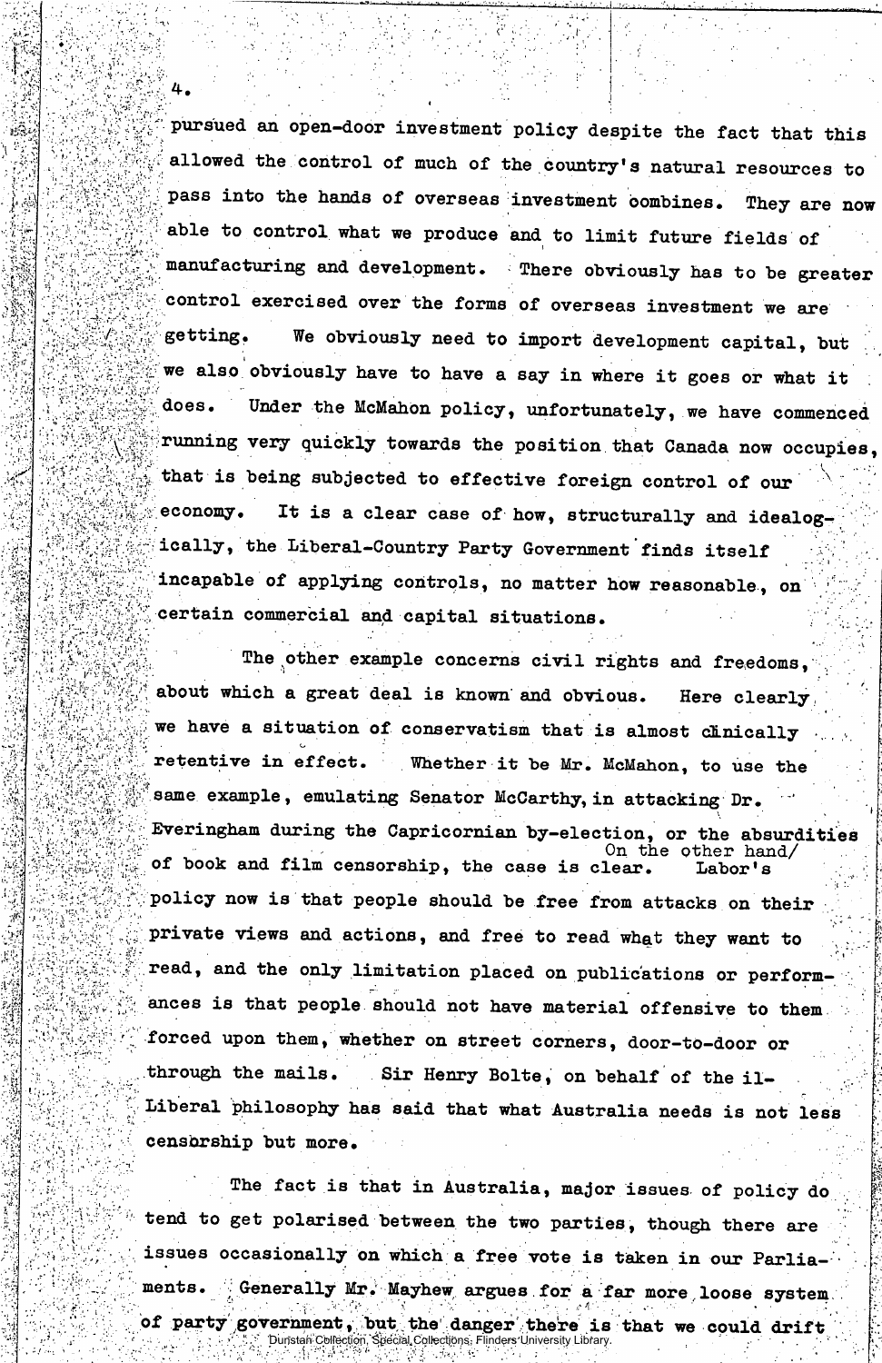pursued an open-door investment policy despite the fact that this allowed the control of much of the country's natural resources to pass into the hands of overseas investment combines. They are now able to control what we produce and to limit future fields of manufacturing and development. There obviously has to be greater control exercised over the forms of overseas investment we are getting. We obviously need to import development capital, but we also obviously have to have a say in where it goes or what it does. Under the McMahon policy, unfortunately, we have commenced running very quickly towards the position that Canada now occupies, that is being subjected to effective foreign control of our economy. It is a clear case of how, structurally and idealogically, the Liberal-Country Party Government finds itself incapable of applying controls, no matter how reasonable, on certain commercial and capital situations.

The other example concerns civil rights and freedoms, about which a great deal is known and obvious. Here clearly we have a situation of conservatism that is almost clinically retentive in effect. Whether it be Mr. McMahon, to use the same example, emulating Senator McCarthy, in attacking Dr. Everingham during the Capricornian by-election, or the absurdities of book and film censorship, the case is clear. On the other hand/ Labor's policy now is that people should be free from attacks on their private views and actions, and free to read what they want to read, and the only limitation placed on publications or performances is that people should not have material offensive to them forced upon them, whether on street corners, door-to-door or through the mails. Sir Henry Bolte, on behalf of the il-Liberal philosophy has said that what Australia needs is not less censorship but more.

The fact is that in Australia, major issues of policy do tend to get polarised between the two parties, though there are issues occasionally on which a free vote is taken in our Parliaments. Generally Mr. Mayhew argues for a far more loose system of party government, but the danger there is that we could drift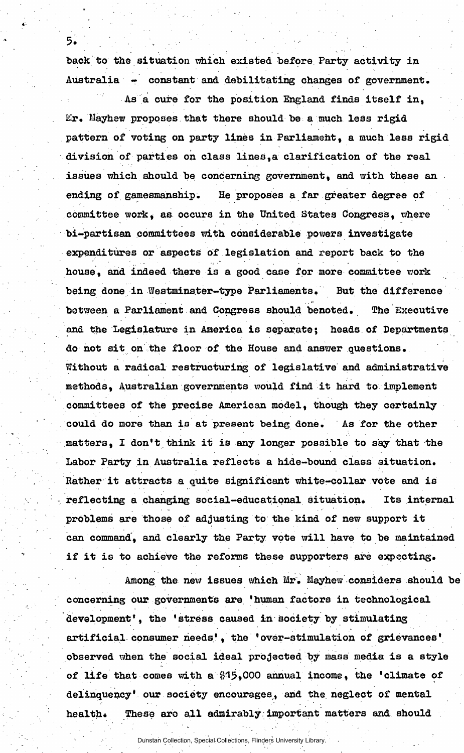back to the situation which existed before Party activity in Australia - constant and debilitating changes of government.

As a cure for the position England finds itself in, Mr. Mayhew proposes that there should be a much less rigid pattern of voting on party lines in Parliament, a much less rigid division of parties on class lines, a clarification of the real issues which should be concerning government, and with these an ending of gamesmanship. He proposes a far greater degree of committee work, as occurs in the United States Congress, where bi-partisan committees with considerable powers investigate expenditures or aspects of legislation and report back to the house, and indeed there is a good case for more committee work being done in Westminster-type Parliaments. But the difference between a Parliament and Congress should benoted. The Executive and the Legislature in America is separate; heads of Departments do not sit on the floor of the House and answer questions. Without a radical restructuring of legislative and administrative methods, Australian governments would find it hard to implement committees of the precise American model, though they certainly could do more than is at present being done. As for the other matters, I don't think it is any longer possible to say that the Labor Party in Australia reflects a hide-bound class situation. Rather it attracts a quite significant white-collar vote and is reflecting a changing social-educational situation. Its internal problems are those of adjusting to the kind of new support it can command, and clearly the Party vote will have to be maintained if it is to achieve the reforms these supporters are expecting.

Among the new issues which Mr. Mayhew considers should be concerning our governments are 'human factors in technological development', the 'stress caused in society by stimulating artificial consumer needs', the 'over-stimulation of grievances' observed when the social ideal projected by mass media is a style of life that comes with a $15,000 annual income, the 'climate of delinquency' our society encourages, and the neglect of mental health. These are all admirably important matters and should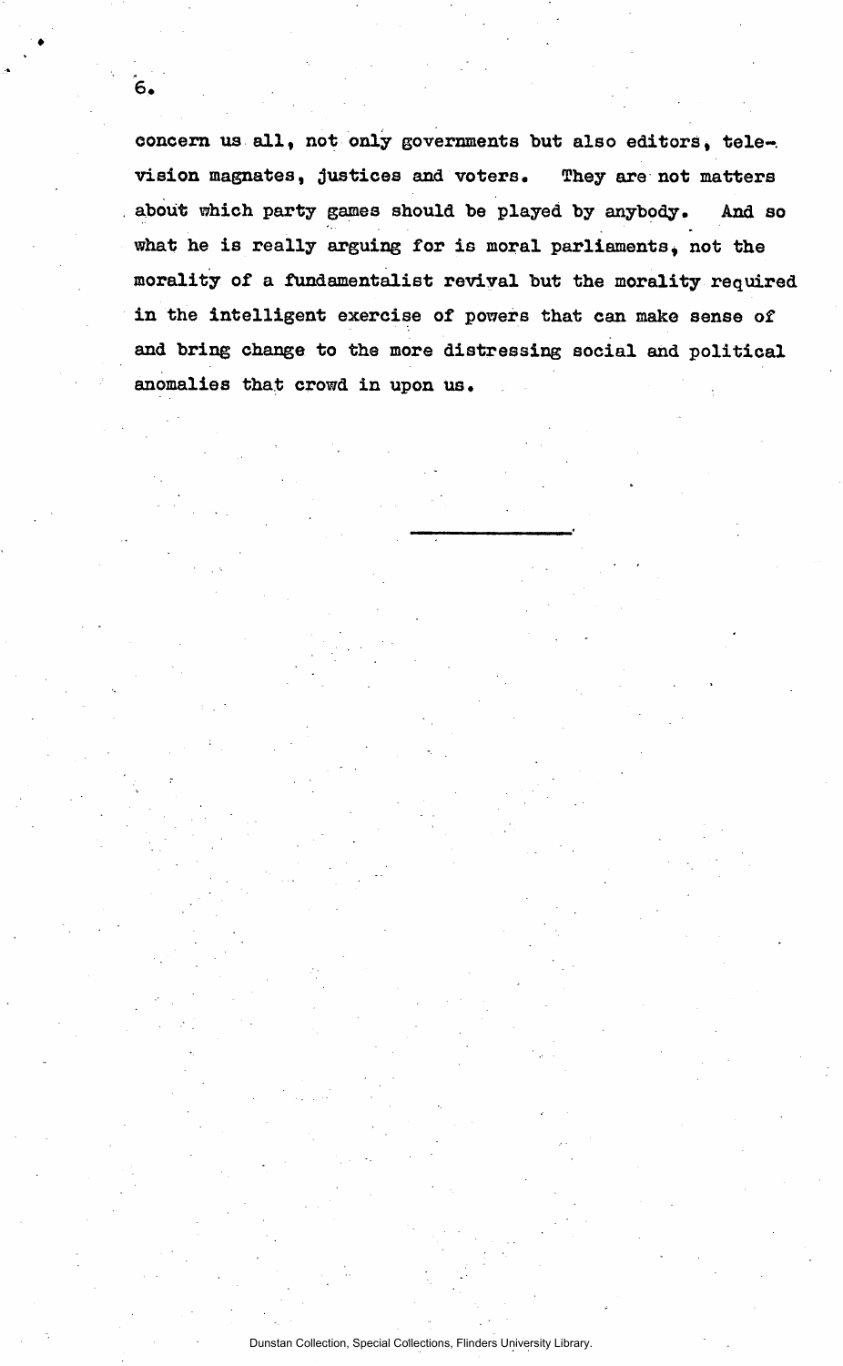concern us all, not only governments but also editors, television magnates, justices and voters. They are not matters about which party games should be played by anybody. And so what he is really arguing for is moral parliaments, not the morality of a fundamentalist revival but the morality required in the intelligent exercise of powers that can make sense of and bring change to the more distressing social and political anomalies that crowd in upon us.

---